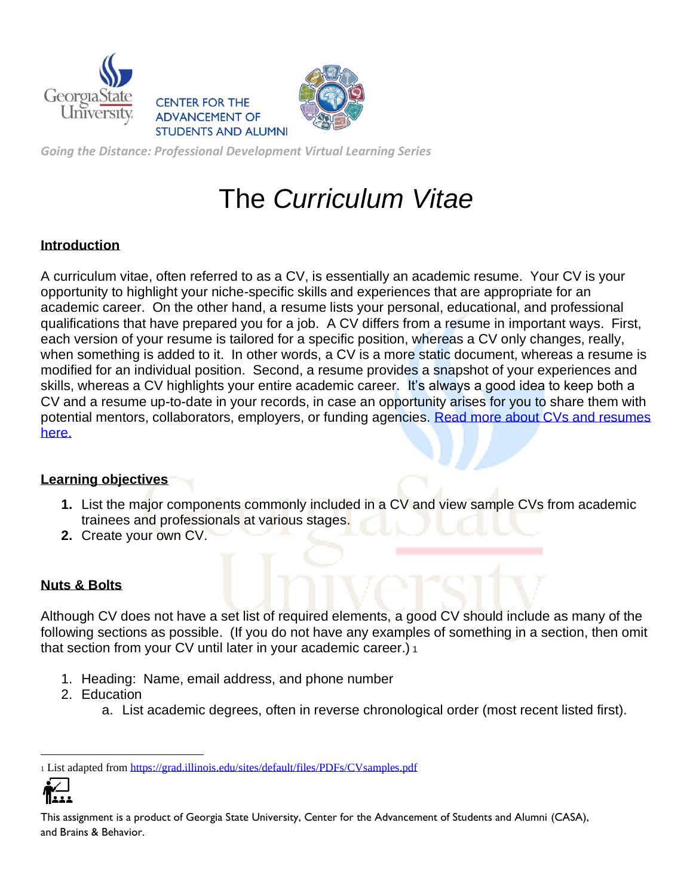Going the Distance: Professional Development Virtual Learning Series

# The *Curriculum Vitae*

## Introduction

A curriculum vitae, often referred to as a CV, is essentially an academic resume. Your CV is your opportunity to highlight your niche-specific skills and experiences that are appropriate for an academic career. On the other hand, a resume lists your personal, educational, and professional qualifications that have prepared you for a job. A CV differs from a resume in important ways. First, each version of your resume is tailored for a specific position, whereas a CV only changes, really, when something is added to it. In other words, a CV is a more static document, whereas a resume is modified for an individual position. Second, a resume provides a snapshot of your experiences and skills, whereas a CV highlights your entire academic career. It's always a good idea to keep both a CV and a resume up-to-date in your records, in case an opportunity arises for you to share them with potential mentors, collaborators, employers, or funding agencies. Read more about CVs and resumes here.

## Learning objectives

1. List the major components commonly included in a CV and view sample CVs from academic trainees and professionals at various stages.
2. Create your own CV.

## Nuts & Bolts

Although CV does not have a set list of required elements, a good CV should include as many of the following sections as possible. (If you do not have any examples of something in a section, then omit that section from your CV until later in your academic career.) [1]

1. Heading: Name, email address, and phone number
2. Education
   a. List academic degrees, often in reverse chronological order (most recent listed first).

[1] List adapted from https://grad.illinois.edu/sites/default/files/PDFs/CVsamples.pdf

This assignment is a product of Georgia State University, Center for the Advancement of Students and Alumni (CASA), and Brains & Behavior.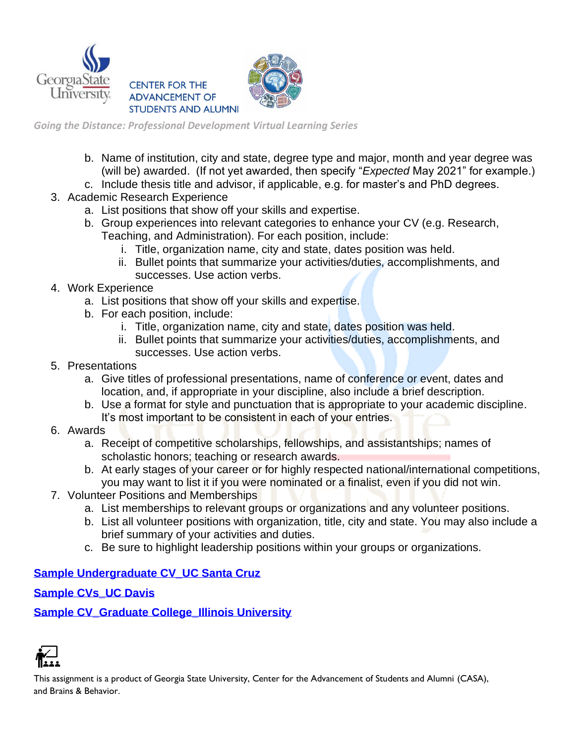b. Name of institution, city and state, degree type and major, month and year degree was (will be) awarded. (If not yet awarded, then specify "*Expected* May 2021" for example.)
   c. Include thesis title and advisor, if applicable, e.g. for master's and PhD degrees.

3. Academic Research Experience
   a. List positions that show off your skills and expertise.
   b. Group experiences into relevant categories to enhance your CV (e.g. Research, Teaching, and Administration). For each position, include:
      i. Title, organization name, city and state, dates position was held.
      ii. Bullet points that summarize your activities/duties, accomplishments, and successes. Use action verbs.
4. Work Experience
   a. List positions that show off your skills and expertise.
   b. For each position, include:
      i. Title, organization name, city and state, dates position was held.
      ii. Bullet points that summarize your activities/duties, accomplishments, and successes. Use action verbs.
5. Presentations
   a. Give titles of professional presentations, name of conference or event, dates and location, and, if appropriate in your discipline, also include a brief description.
   b. Use a format for style and punctuation that is appropriate to your academic discipline. It's most important to be consistent in each of your entries.
6. Awards
   a. Receipt of competitive scholarships, fellowships, and assistantships; names of scholastic honors; teaching or research awards.
   b. At early stages of your career or for highly respected national/international competitions, you may want to list it if you were nominated or a finalist, even if you did not win.
7. Volunteer Positions and Memberships
   a. List memberships to relevant groups or organizations and any volunteer positions.
   b. List all volunteer positions with organization, title, city and state. You may also include a brief summary of your activities and duties.
   c. Be sure to highlight leadership positions within your groups or organizations.

**Sample Undergraduate CV_UC Santa Cruz**

**Sample CVs_UC Davis**

**Sample CV_Graduate College_Illinois University**

This assignment is a product of Georgia State University, Center for the Advancement of Students and Alumni (CASA), and Brains & Behavior.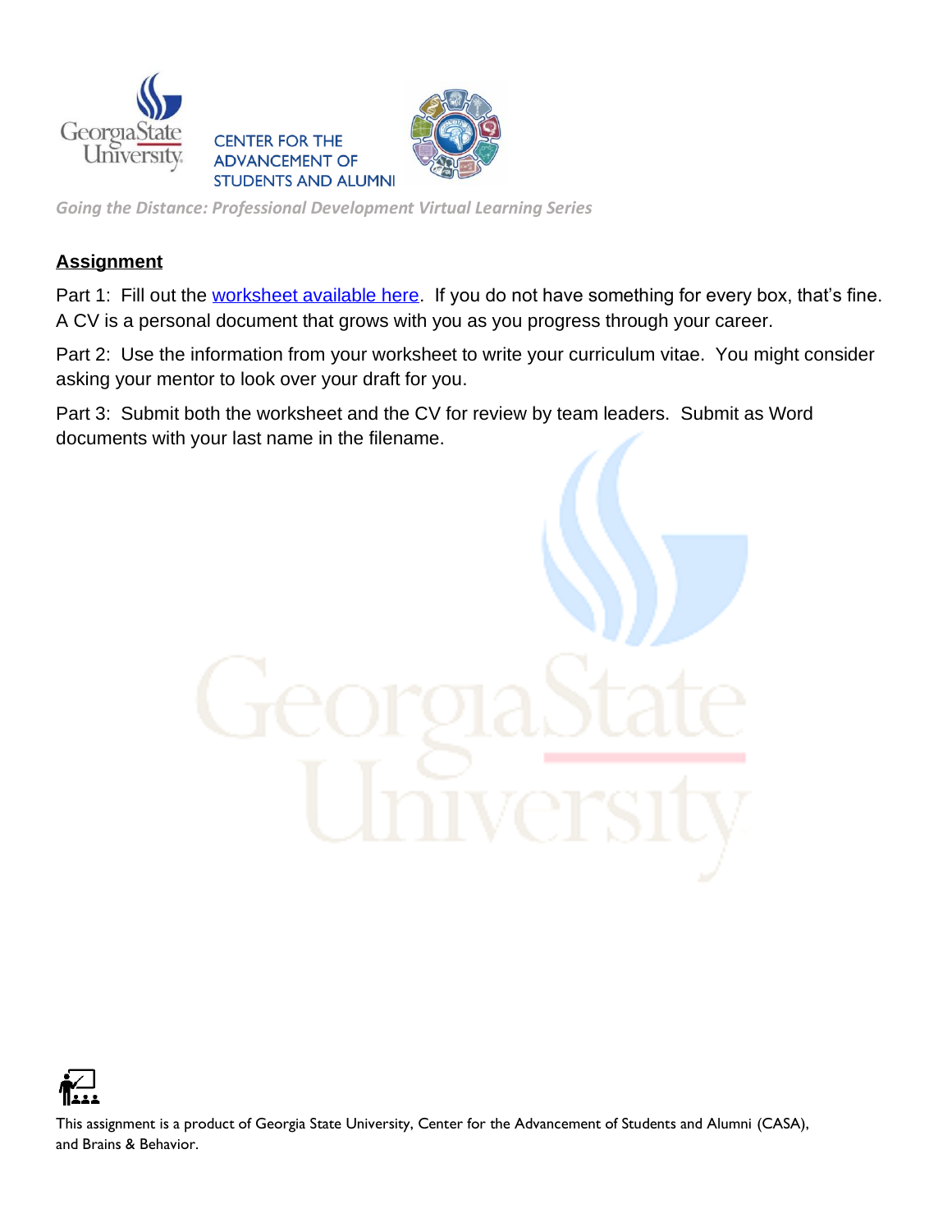## Assignment

Part 1: Fill out the worksheet available here. If you do not have something for every box, that's fine. A CV is a personal document that grows with you as you progress through your career.

Part 2: Use the information from your worksheet to write your curriculum vitae. You might consider asking your mentor to look over your draft for you.

Part 3: Submit both the worksheet and the CV for review by team leaders. Submit as Word documents with your last name in the filename.

This assignment is a product of Georgia State University, Center for the Advancement of Students and Alumni (CASA), and Brains & Behavior.